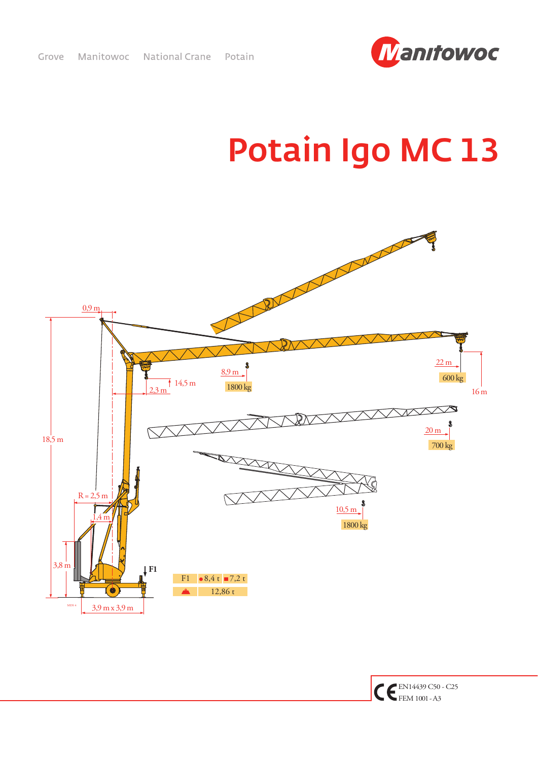Grove Manitowoc National Crane Potain

# Potain Igo MC 13

0,9 m

18,5 m

14,5 m

2,3 m

8,9 m

1800 kg

22 m

600 kg

16 m

20 m

700 kg

10,5 m

1800 kg

R = 2,5 m

1,4 m

3,8 m

F1

3,9 m x 3,9 m

| F1 | ● 8,4 t | ■ 7,2 t |
|---|---|---|
| | 12,86 t | |

EN14439 C50 - C25

FEM 1001 - A3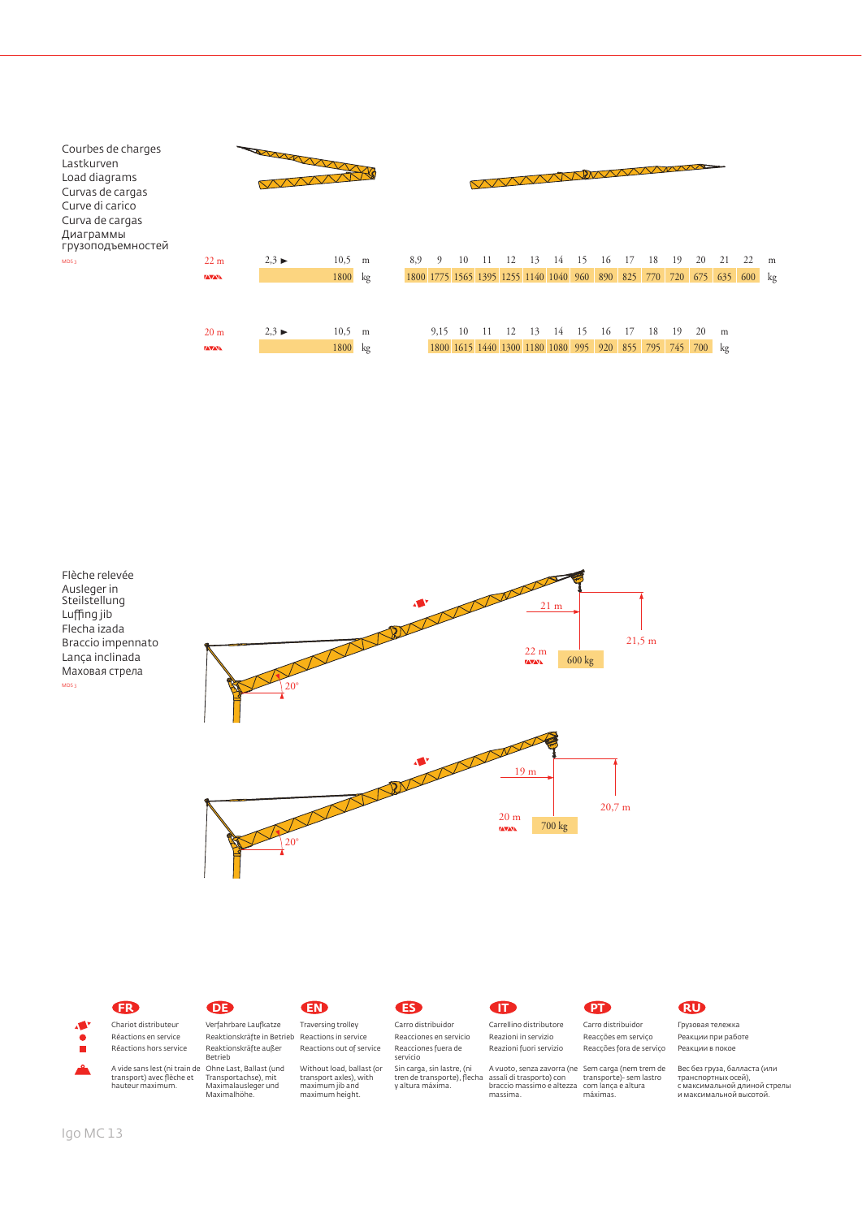Courbes de charges
Lastkurven
Load diagrams
Curvas de cargas
Curve di carico
Curva de cargas
Диаграммы грузоподъемностей

MDS 3

| 22 m | 2,3 ► | 10,5 | m | 8,9 | 9 | 10 | 11 | 12 | 13 | 14 | 15 | 16 | 17 | 18 | 19 | 20 | 21 | 22 | m |
|---|---|---|---|---|---|---|---|---|---|---|---|---|---|---|---|---|---|---|---|
| | | 1800 | kg | 1800 | 1775 | 1565 | 1395 | 1255 | 1140 | 1040 | 960 | 890 | 825 | 770 | 720 | 675 | 635 | 600 | kg |

| 20 m | 2,3 ► | 10,5 | m | 9,15 | 10 | 11 | 12 | 13 | 14 | 15 | 16 | 17 | 18 | 19 | 20 | m |
|---|---|---|---|---|---|---|---|---|---|---|---|---|---|---|---|---|
| | | 1800 | kg | 1800 | 1615 | 1440 | 1300 | 1180 | 1080 | 995 | 920 | 855 | 795 | 745 | 700 | kg |

Flèche relevée
Ausleger in Steilstellung
Luffing jib
Flecha izada
Braccio impennato
Lança inclinada
Маховая стрела

MDS 3

22 m — 20° — 21 m — 21,5 m — 600 kg

20 m — 20° — 19 m — 20,7 m — 700 kg

| | FR | DE | EN | ES | IT | PT | RU |
|---|---|---|---|---|---|---|---|
| | Chariot distributeur | Verfahrbare Laufkatze | Traversing trolley | Carro distribuidor | Carrellino distributore | Carro distribuidor | Грузовая тележка |
| ● | Réactions en service | Reaktionskräfte in Betrieb | Reactions in service | Reacciones en servicio | Reazioni in servizio | Reacções em serviço | Реакции при работе |
| ■ | Réactions hors service | Reaktionskräfte außer Betrieb | Reactions out of service | Reacciones fuera de servicio | Reazioni fuori servizio | Reacções fora de serviço | Реакции в покое |
| | A vide sans lest (ni train de transport) avec flèche et hauteur maximum. | Ohne Last, Ballast (und Transportachse), mit Maximalausleger und Maximalhöhe. | Without load, ballast (or transport axles), with maximum jib and maximum height. | Sin carga, sin lastre, (ni tren de transporte), flecha y altura máxima. | A vuoto, senza zavorra (ne assali di trasporto) con braccio massimo e altezza massima. | Sem carga (nem trem de transporte)- sem lastro com lança e altura máximas. | Вес без груза, балласта (или транспортных осей), с максимальной длиной стрелы и максимальной высотой. |

Igo MC 13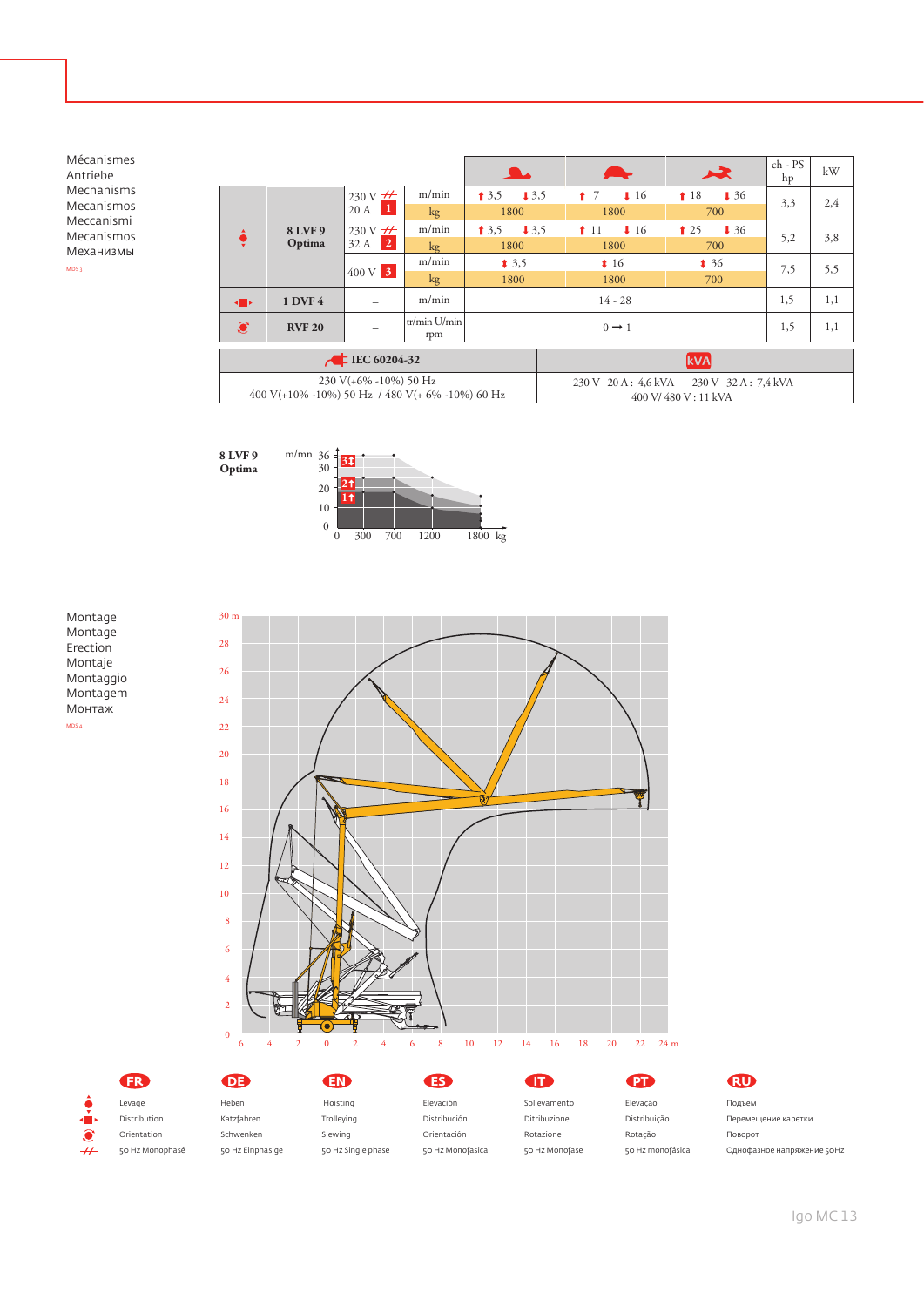Mécanismes
Antriebe
Mechanisms
Mecanismos
Meccanismi
Mecanismos
Механизмы

MDS 3

| | | | | Slow | Medium | Fast | ch - PS hp | kW |
|---|---|---|---|---|---|---|---|---|
| Hoisting | 8 LVF 9 Optima | 230 V 20 A **1** | m/min | ↑ 3,5 ↓ 3,5 | ↑ 7 ↓ 16 | ↑ 18 ↓ 36 | 3,3 | 2,4 |
| | | | kg | 1800 | 1800 | 700 | | |
| | | 230 V 32 A **2** | m/min | ↑ 3,5 ↓ 3,5 | ↑ 11 ↓ 16 | ↑ 25 ↓ 36 | 5,2 | 3,8 |
| | | | kg | 1800 | 1800 | 700 | | |
| | | 400 V **3** | m/min | ↕ 3,5 | ↕ 16 | ↕ 36 | 7,5 | 5,5 |
| | | | kg | 1800 | 1800 | 700 | | |
| Trolleying | 1 DVF 4 | – | m/min | 14 - 28 | | | 1,5 | 1,1 |
| Slewing | RVF 20 | – | tr/min U/min rpm | 0 → 1 | | | 1,5 | 1,1 |

| IEC 60204-32 | kVA |
|---|---|
| 230 V(+6% -10%) 50 Hz<br>400 V(+10% -10%) 50 Hz / 480 V(+ 6% -10%) 60 Hz | 230 V 20 A : 4,6 kVA 230 V 32 A : 7,4 kVA<br>400 V/ 480 V : 11 kVA |

**8 LVF 9 Optima**

m/mn: 36, 30, 20, 10, 0 — **3↕**, **2↑**, **1↑** — kg: 0, 300, 700, 1200, 1800

Montage
Montage
Erection
Montaje
Montaggio
Montagem
Монтаж

MDS 4

| | FR | DE | EN | ES | IT | PT | RU |
|---|---|---|---|---|---|---|---|
| Hoisting | Levage | Heben | Hoisting | Elevación | Sollevamento | Elevação | Подъем |
| Trolleying | Distribution | Katzfahren | Trolleying | Distribución | Ditribuzione | Distribuição | Перемещение каретки |
| Slewing | Orientation | Schwenken | Slewing | Orientación | Rotazione | Rotação | Поворот |
| Single phase | 50 Hz Monophasé | 50 Hz Einphasige | 50 Hz Single phase | 50 Hz Monofasica | 50 Hz Monofase | 50 Hz monofásica | Однофазное напряжение 50Hz |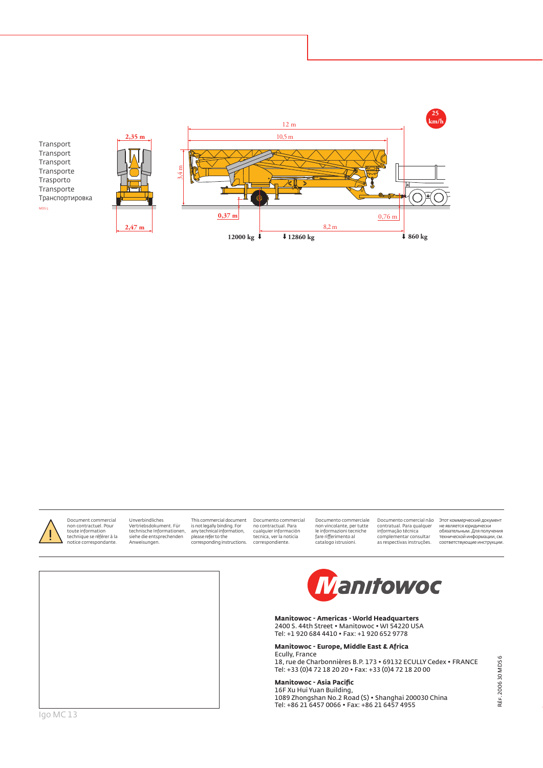Transport
Transport
Transport
Transporte
Trasporto
Transporte
Транспортировка

MDS 5

25 km/h

2,35 m

2,47 m

12 m

10,5 m

3,4 m

0,37 m

0,76 m

8,2 m

12000 kg

12860 kg

860 kg

Document commercial non contractuel. Pour toute information technique se référer à la notice correspondante.

Unverbindliches Vertriebsdokument. Für technische Informationen, siehe die entsprechenden Anweisungen.

This commercial document is not legally binding. For any technical information, please refer to the corresponding instructions.

Documento commercial no contractual. Para cualquier información tecnica, ver la noticia correspondiente.

Documento commerciale non vincolante, per tutte le informazioni tecniche fare riffierimento al catalogo istrusioni.

Documento comercial não contratual. Para qualquer informação técnica complementar consultar as respectivas instruções.

Этот коммерческий документ не является юридически обязательным. Для получения технической информации, см. соответствующие инструкции.

Manitowoc

**Manitowoc - Americas - World Headquarters**
2400 S. 44th Street • Manitowoc • WI 54220 USA
Tel: +1 920 684 4410 • Fax: +1 920 652 9778

**Manitowoc - Europe, Middle East & Africa**
Ecully, France
18, rue de Charbonnières B.P. 173 • 69132 ECULLY Cedex • FRANCE
Tel: +33 (0)4 72 18 20 20 • Fax: +33 (0)4 72 18 20 00

**Manitowoc - Asia Pacific**
16F Xu Hui Yuan Building,
1089 Zhongshan No.2 Road (S) • Shanghai 200030 China
Tel: +86 21 6457 0066 • Fax: +86 21 6457 4955

RÉF. 2006 30 MDS 6

Igo MC 13